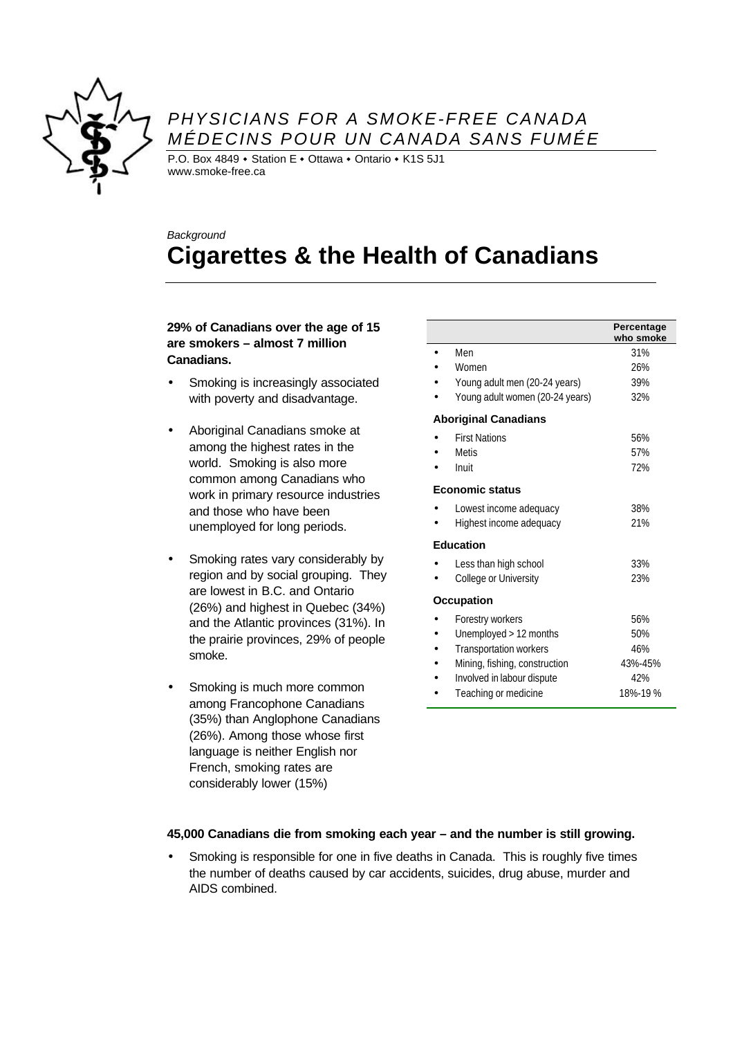*PHYSICIANS FOR A SMOKE-FREE CANADA*
*MÉDECINS POUR UN CANADA SANS FUMÉE*

P.O. Box 4849 • Station E • Ottawa • Ontario • K1S 5J1
www.smoke-free.ca

*Background*

# Cigarettes & the Health of Canadians

**29% of Canadians over the age of 15 are smokers – almost 7 million Canadians.**

- Smoking is increasingly associated with poverty and disadvantage.
- Aboriginal Canadians smoke at among the highest rates in the world. Smoking is also more common among Canadians who work in primary resource industries and those who have been unemployed for long periods.
- Smoking rates vary considerably by region and by social grouping. They are lowest in B.C. and Ontario (26%) and highest in Quebec (34%) and the Atlantic provinces (31%). In the prairie provinces, 29% of people smoke.
- Smoking is much more common among Francophone Canadians (35%) than Anglophone Canadians (26%). Among those whose first language is neither English nor French, smoking rates are considerably lower (15%)

| | Percentage who smoke |
|---|---|
| • Men | 31% |
| • Women | 26% |
| • Young adult men (20-24 years) | 39% |
| • Young adult women (20-24 years) | 32% |
| **Aboriginal Canadians** | |
| • First Nations | 56% |
| • Metis | 57% |
| • Inuit | 72% |
| **Economic status** | |
| • Lowest income adequacy | 38% |
| • Highest income adequacy | 21% |
| **Education** | |
| • Less than high school | 33% |
| • College or University | 23% |
| **Occupation** | |
| • Forestry workers | 56% |
| • Unemployed > 12 months | 50% |
| • Transportation workers | 46% |
| • Mining, fishing, construction | 43%-45% |
| • Involved in labour dispute | 42% |
| • Teaching or medicine | 18%-19 % |

**45,000 Canadians die from smoking each year – and the number is still growing.**

- Smoking is responsible for one in five deaths in Canada. This is roughly five times the number of deaths caused by car accidents, suicides, drug abuse, murder and AIDS combined.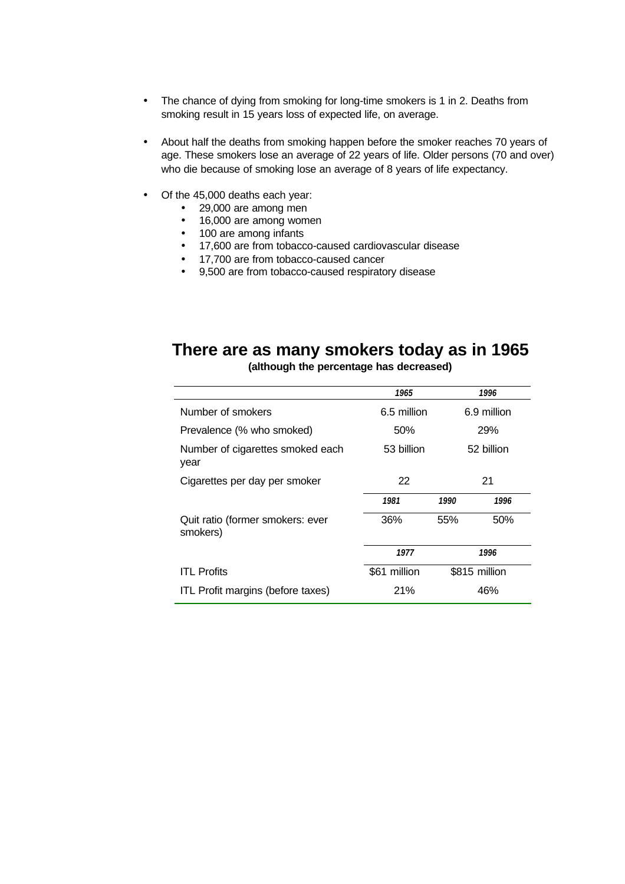- The chance of dying from smoking for long-time smokers is 1 in 2. Deaths from smoking result in 15 years loss of expected life, on average.
- About half the deaths from smoking happen before the smoker reaches 70 years of age. These smokers lose an average of 22 years of life. Older persons (70 and over) who die because of smoking lose an average of 8 years of life expectancy.
- Of the 45,000 deaths each year:
    - 29,000 are among men
    - 16,000 are among women
    - 100 are among infants
    - 17,600 are from tobacco-caused cardiovascular disease
    - 17,700 are from tobacco-caused cancer
    - 9,500 are from tobacco-caused respiratory disease

## There are as many smokers today as in 1965

**(although the percentage has decreased)**

| | *1965* | | *1996* |
|---|---|---|---|
| Number of smokers | 6.5 million | | 6.9 million |
| Prevalence (% who smoked) | 50% | | 29% |
| Number of cigarettes smoked each year | 53 billion | | 52 billion |
| Cigarettes per day per smoker | 22 | | 21 |
| | *1981* | *1990* | *1996* |
| Quit ratio (former smokers: ever smokers) | 36% | 55% | 50% |
| | *1977* | | *1996* |
| ITL Profits | $61 million | | $815 million |
| ITL Profit margins (before taxes) | 21% | | 46% |